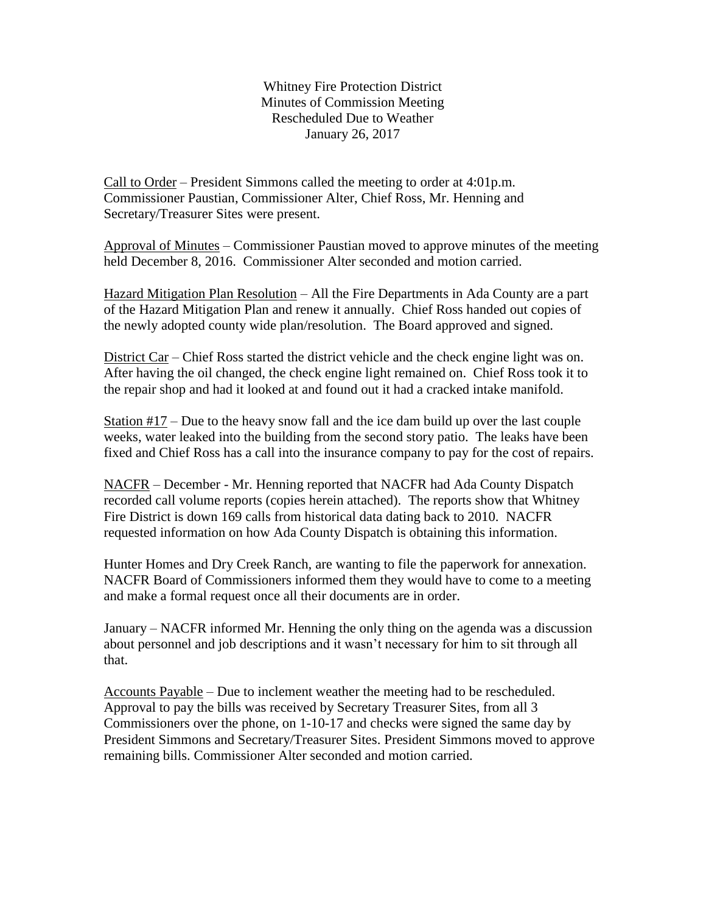# Whitney Fire Protection District
## Minutes of Commission Meeting
## Rescheduled Due to Weather
## January 26, 2017

<u>Call to Order</u> – President Simmons called the meeting to order at 4:01p.m. Commissioner Paustian, Commissioner Alter, Chief Ross, Mr. Henning and Secretary/Treasurer Sites were present.

<u>Approval of Minutes</u> – Commissioner Paustian moved to approve minutes of the meeting held December 8, 2016. Commissioner Alter seconded and motion carried.

<u>Hazard Mitigation Plan Resolution</u> – All the Fire Departments in Ada County are a part of the Hazard Mitigation Plan and renew it annually. Chief Ross handed out copies of the newly adopted county wide plan/resolution. The Board approved and signed.

<u>District Car</u> – Chief Ross started the district vehicle and the check engine light was on. After having the oil changed, the check engine light remained on. Chief Ross took it to the repair shop and had it looked at and found out it had a cracked intake manifold.

<u>Station #17</u> – Due to the heavy snow fall and the ice dam build up over the last couple weeks, water leaked into the building from the second story patio. The leaks have been fixed and Chief Ross has a call into the insurance company to pay for the cost of repairs.

<u>NACFR</u> – December - Mr. Henning reported that NACFR had Ada County Dispatch recorded call volume reports (copies herein attached). The reports show that Whitney Fire District is down 169 calls from historical data dating back to 2010. NACFR requested information on how Ada County Dispatch is obtaining this information.

Hunter Homes and Dry Creek Ranch, are wanting to file the paperwork for annexation. NACFR Board of Commissioners informed them they would have to come to a meeting and make a formal request once all their documents are in order.

January – NACFR informed Mr. Henning the only thing on the agenda was a discussion about personnel and job descriptions and it wasn't necessary for him to sit through all that.

<u>Accounts Payable</u> – Due to inclement weather the meeting had to be rescheduled. Approval to pay the bills was received by Secretary Treasurer Sites, from all 3 Commissioners over the phone, on 1-10-17 and checks were signed the same day by President Simmons and Secretary/Treasurer Sites. President Simmons moved to approve remaining bills. Commissioner Alter seconded and motion carried.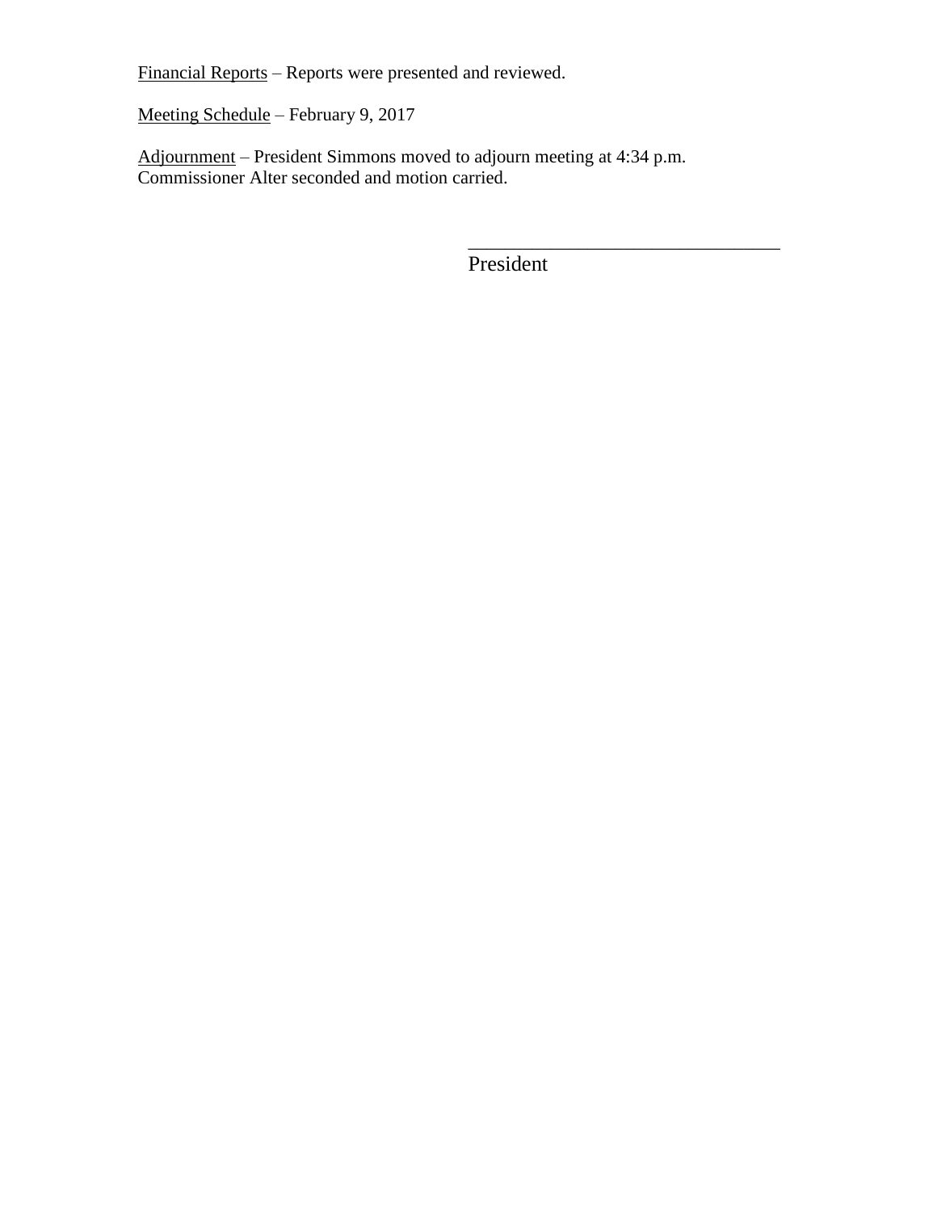<u>Financial Reports</u> – Reports were presented and reviewed.

<u>Meeting Schedule</u> – February 9, 2017

<u>Adjournment</u> – President Simmons moved to adjourn meeting at 4:34 p.m. Commissioner Alter seconded and motion carried.

\_\_\_\_\_\_\_\_\_\_\_\_\_\_\_\_\_\_\_\_\_\_\_\_\_\_\_\_\_\_\_\_

President